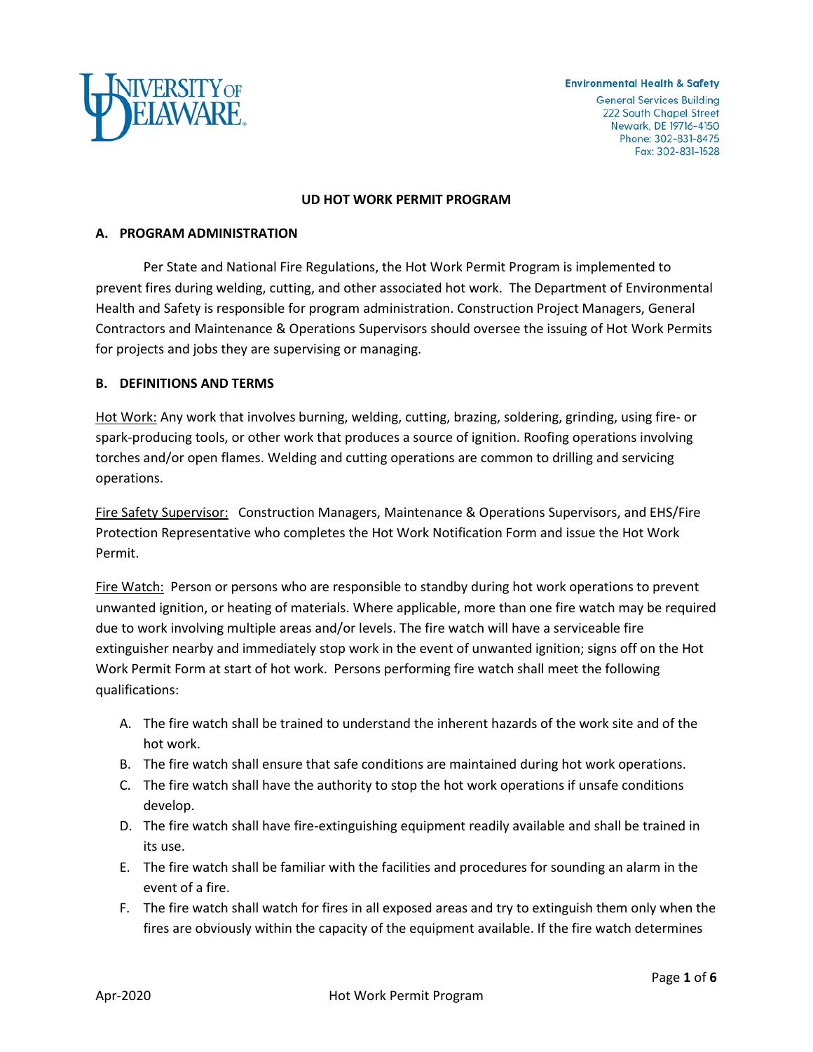Environmental Health & Safety
General Services Building
222 South Chapel Street
Newark, DE 19716-4150
Phone: 302-831-8475
Fax: 302-831-1528

# UD HOT WORK PERMIT PROGRAM

## A. PROGRAM ADMINISTRATION

Per State and National Fire Regulations, the Hot Work Permit Program is implemented to prevent fires during welding, cutting, and other associated hot work. The Department of Environmental Health and Safety is responsible for program administration. Construction Project Managers, General Contractors and Maintenance & Operations Supervisors should oversee the issuing of Hot Work Permits for projects and jobs they are supervising or managing.

## B. DEFINITIONS AND TERMS

Hot Work: Any work that involves burning, welding, cutting, brazing, soldering, grinding, using fire- or spark-producing tools, or other work that produces a source of ignition. Roofing operations involving torches and/or open flames. Welding and cutting operations are common to drilling and servicing operations.

Fire Safety Supervisor: Construction Managers, Maintenance & Operations Supervisors, and EHS/Fire Protection Representative who completes the Hot Work Notification Form and issue the Hot Work Permit.

Fire Watch: Person or persons who are responsible to standby during hot work operations to prevent unwanted ignition, or heating of materials. Where applicable, more than one fire watch may be required due to work involving multiple areas and/or levels. The fire watch will have a serviceable fire extinguisher nearby and immediately stop work in the event of unwanted ignition; signs off on the Hot Work Permit Form at start of hot work. Persons performing fire watch shall meet the following qualifications:

A. The fire watch shall be trained to understand the inherent hazards of the work site and of the hot work.
B. The fire watch shall ensure that safe conditions are maintained during hot work operations.
C. The fire watch shall have the authority to stop the hot work operations if unsafe conditions develop.
D. The fire watch shall have fire-extinguishing equipment readily available and shall be trained in its use.
E. The fire watch shall be familiar with the facilities and procedures for sounding an alarm in the event of a fire.
F. The fire watch shall watch for fires in all exposed areas and try to extinguish them only when the fires are obviously within the capacity of the equipment available. If the fire watch determines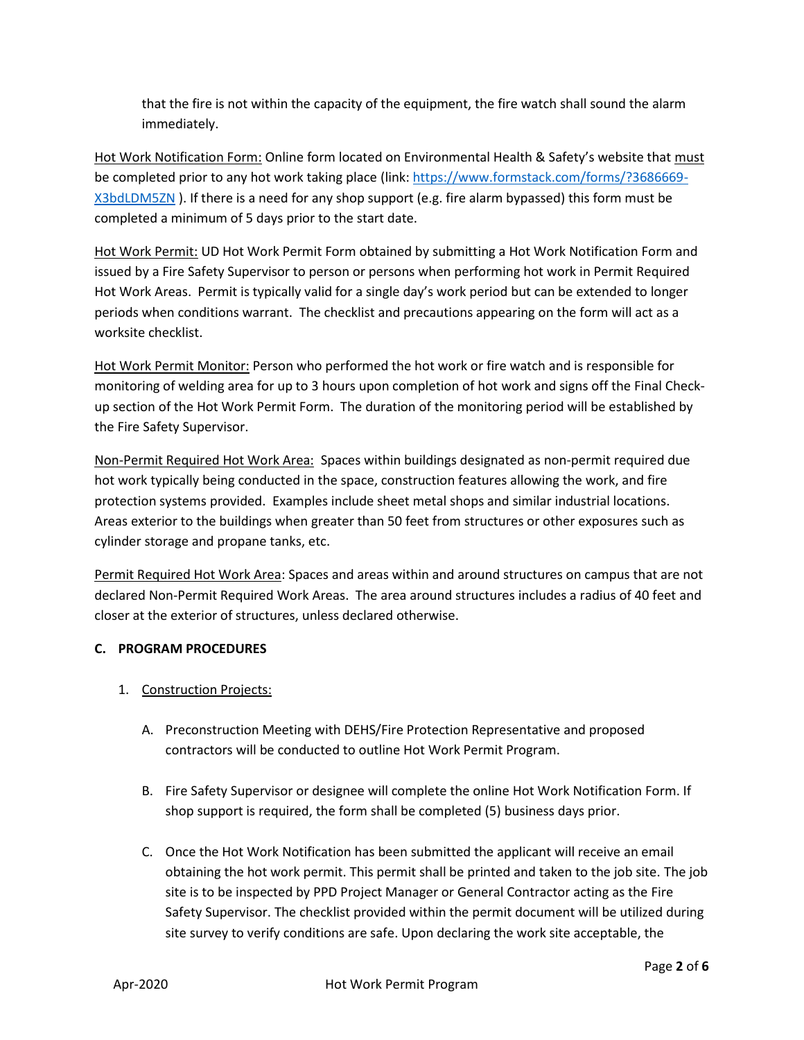that the fire is not within the capacity of the equipment, the fire watch shall sound the alarm immediately.

Hot Work Notification Form: Online form located on Environmental Health & Safety's website that must be completed prior to any hot work taking place (link: [https://www.formstack.com/forms/?3686669-X3bdLDM5ZN](https://www.formstack.com/forms/?3686669-X3bdLDM5ZN) ). If there is a need for any shop support (e.g. fire alarm bypassed) this form must be completed a minimum of 5 days prior to the start date.

Hot Work Permit: UD Hot Work Permit Form obtained by submitting a Hot Work Notification Form and issued by a Fire Safety Supervisor to person or persons when performing hot work in Permit Required Hot Work Areas. Permit is typically valid for a single day's work period but can be extended to longer periods when conditions warrant. The checklist and precautions appearing on the form will act as a worksite checklist.

Hot Work Permit Monitor: Person who performed the hot work or fire watch and is responsible for monitoring of welding area for up to 3 hours upon completion of hot work and signs off the Final Check-up section of the Hot Work Permit Form. The duration of the monitoring period will be established by the Fire Safety Supervisor.

Non-Permit Required Hot Work Area: Spaces within buildings designated as non-permit required due hot work typically being conducted in the space, construction features allowing the work, and fire protection systems provided. Examples include sheet metal shops and similar industrial locations. Areas exterior to the buildings when greater than 50 feet from structures or other exposures such as cylinder storage and propane tanks, etc.

Permit Required Hot Work Area: Spaces and areas within and around structures on campus that are not declared Non-Permit Required Work Areas. The area around structures includes a radius of 40 feet and closer at the exterior of structures, unless declared otherwise.

## C. PROGRAM PROCEDURES

1. Construction Projects:

   A. Preconstruction Meeting with DEHS/Fire Protection Representative and proposed contractors will be conducted to outline Hot Work Permit Program.

   B. Fire Safety Supervisor or designee will complete the online Hot Work Notification Form. If shop support is required, the form shall be completed (5) business days prior.

   C. Once the Hot Work Notification has been submitted the applicant will receive an email obtaining the hot work permit. This permit shall be printed and taken to the job site. The job site is to be inspected by PPD Project Manager or General Contractor acting as the Fire Safety Supervisor. The checklist provided within the permit document will be utilized during site survey to verify conditions are safe. Upon declaring the work site acceptable, the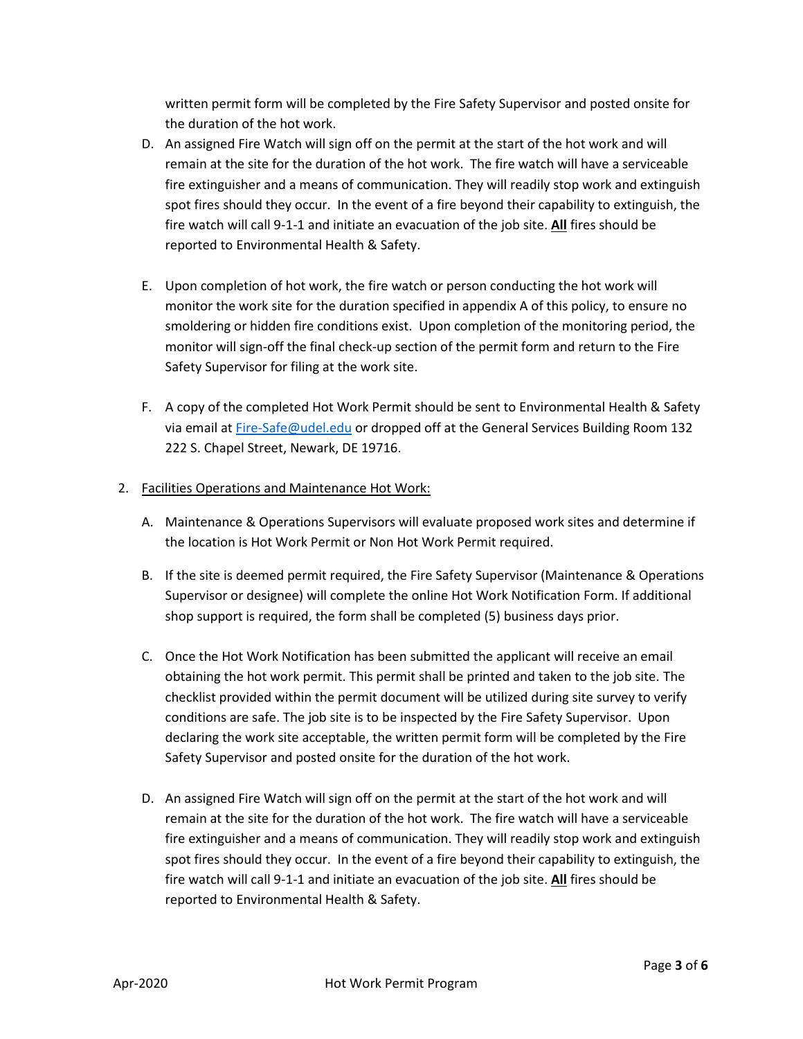written permit form will be completed by the Fire Safety Supervisor and posted onsite for the duration of the hot work.

D. An assigned Fire Watch will sign off on the permit at the start of the hot work and will remain at the site for the duration of the hot work. The fire watch will have a serviceable fire extinguisher and a means of communication. They will readily stop work and extinguish spot fires should they occur. In the event of a fire beyond their capability to extinguish, the fire watch will call 9-1-1 and initiate an evacuation of the job site. **<u>All</u>** fires should be reported to Environmental Health & Safety.

E. Upon completion of hot work, the fire watch or person conducting the hot work will monitor the work site for the duration specified in appendix A of this policy, to ensure no smoldering or hidden fire conditions exist. Upon completion of the monitoring period, the monitor will sign-off the final check-up section of the permit form and return to the Fire Safety Supervisor for filing at the work site.

F. A copy of the completed Hot Work Permit should be sent to Environmental Health & Safety via email at [Fire-Safe@udel.edu](mailto:Fire-Safe@udel.edu) or dropped off at the General Services Building Room 132 222 S. Chapel Street, Newark, DE 19716.

2. <u>Facilities Operations and Maintenance Hot Work:</u>

A. Maintenance & Operations Supervisors will evaluate proposed work sites and determine if the location is Hot Work Permit or Non Hot Work Permit required.

B. If the site is deemed permit required, the Fire Safety Supervisor (Maintenance & Operations Supervisor or designee) will complete the online Hot Work Notification Form. If additional shop support is required, the form shall be completed (5) business days prior.

C. Once the Hot Work Notification has been submitted the applicant will receive an email obtaining the hot work permit. This permit shall be printed and taken to the job site. The checklist provided within the permit document will be utilized during site survey to verify conditions are safe. The job site is to be inspected by the Fire Safety Supervisor. Upon declaring the work site acceptable, the written permit form will be completed by the Fire Safety Supervisor and posted onsite for the duration of the hot work.

D. An assigned Fire Watch will sign off on the permit at the start of the hot work and will remain at the site for the duration of the hot work. The fire watch will have a serviceable fire extinguisher and a means of communication. They will readily stop work and extinguish spot fires should they occur. In the event of a fire beyond their capability to extinguish, the fire watch will call 9-1-1 and initiate an evacuation of the job site. **<u>All</u>** fires should be reported to Environmental Health & Safety.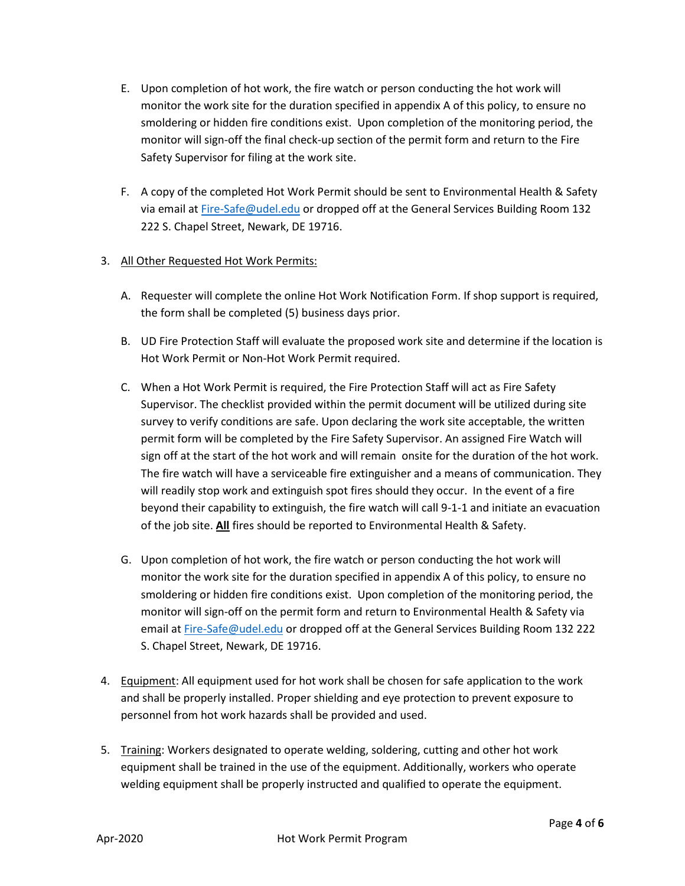E. Upon completion of hot work, the fire watch or person conducting the hot work will monitor the work site for the duration specified in appendix A of this policy, to ensure no smoldering or hidden fire conditions exist. Upon completion of the monitoring period, the monitor will sign-off the final check-up section of the permit form and return to the Fire Safety Supervisor for filing at the work site.

F. A copy of the completed Hot Work Permit should be sent to Environmental Health & Safety via email at Fire-Safe@udel.edu or dropped off at the General Services Building Room 132 222 S. Chapel Street, Newark, DE 19716.

3. All Other Requested Hot Work Permits:

A. Requester will complete the online Hot Work Notification Form. If shop support is required, the form shall be completed (5) business days prior.

B. UD Fire Protection Staff will evaluate the proposed work site and determine if the location is Hot Work Permit or Non-Hot Work Permit required.

C. When a Hot Work Permit is required, the Fire Protection Staff will act as Fire Safety Supervisor. The checklist provided within the permit document will be utilized during site survey to verify conditions are safe. Upon declaring the work site acceptable, the written permit form will be completed by the Fire Safety Supervisor. An assigned Fire Watch will sign off at the start of the hot work and will remain onsite for the duration of the hot work. The fire watch will have a serviceable fire extinguisher and a means of communication. They will readily stop work and extinguish spot fires should they occur. In the event of a fire beyond their capability to extinguish, the fire watch will call 9-1-1 and initiate an evacuation of the job site. **All** fires should be reported to Environmental Health & Safety.

G. Upon completion of hot work, the fire watch or person conducting the hot work will monitor the work site for the duration specified in appendix A of this policy, to ensure no smoldering or hidden fire conditions exist. Upon completion of the monitoring period, the monitor will sign-off on the permit form and return to Environmental Health & Safety via email at Fire-Safe@udel.edu or dropped off at the General Services Building Room 132 222 S. Chapel Street, Newark, DE 19716.

4. Equipment: All equipment used for hot work shall be chosen for safe application to the work and shall be properly installed. Proper shielding and eye protection to prevent exposure to personnel from hot work hazards shall be provided and used.

5. Training: Workers designated to operate welding, soldering, cutting and other hot work equipment shall be trained in the use of the equipment. Additionally, workers who operate welding equipment shall be properly instructed and qualified to operate the equipment.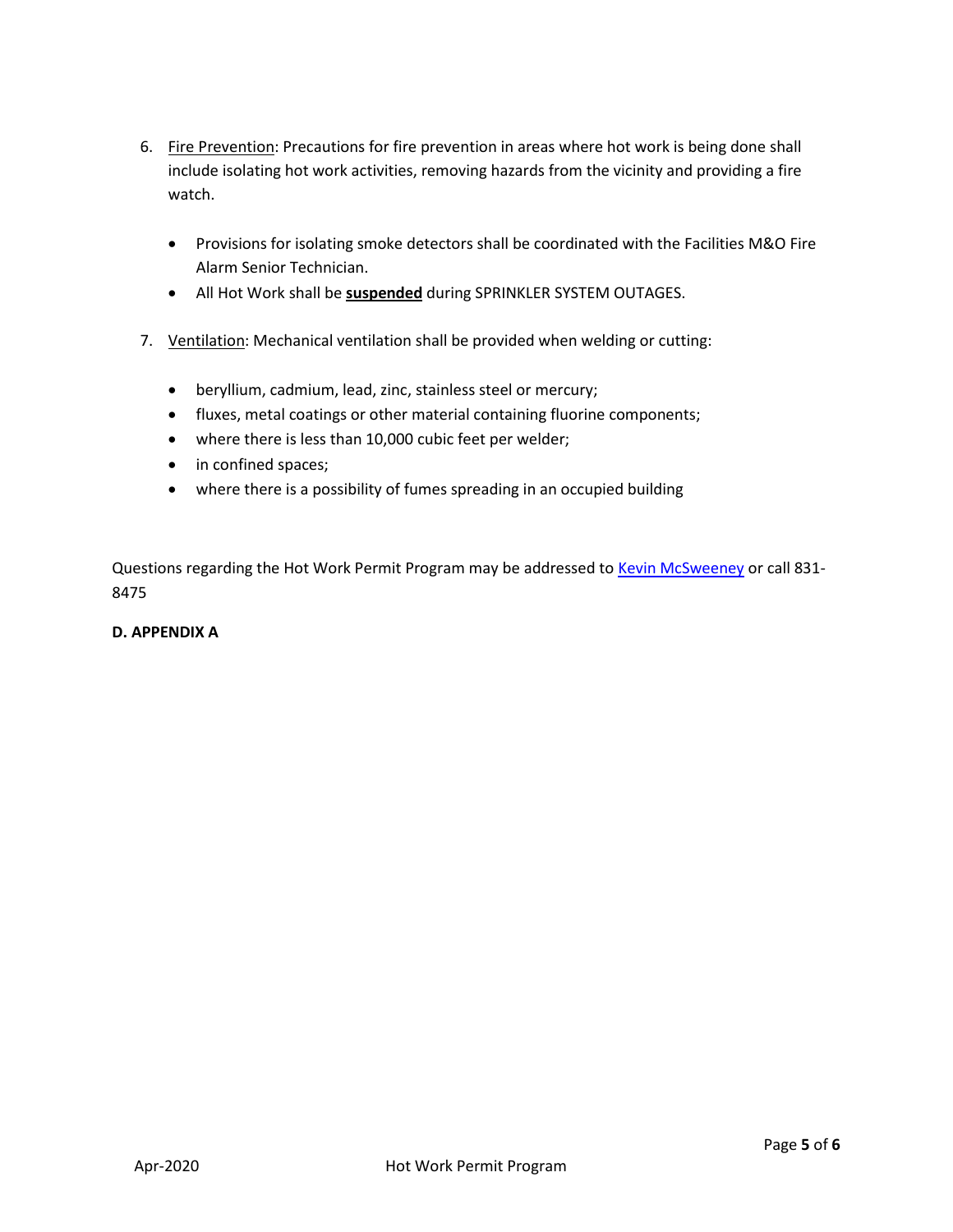6. Fire Prevention: Precautions for fire prevention in areas where hot work is being done shall include isolating hot work activities, removing hazards from the vicinity and providing a fire watch.

   - Provisions for isolating smoke detectors shall be coordinated with the Facilities M&O Fire Alarm Senior Technician.
   - All Hot Work shall be **suspended** during SPRINKLER SYSTEM OUTAGES.

7. Ventilation: Mechanical ventilation shall be provided when welding or cutting:

   - beryllium, cadmium, lead, zinc, stainless steel or mercury;
   - fluxes, metal coatings or other material containing fluorine components;
   - where there is less than 10,000 cubic feet per welder;
   - in confined spaces;
   - where there is a possibility of fumes spreading in an occupied building

Questions regarding the Hot Work Permit Program may be addressed to Kevin McSweeney or call 831-8475

**D. APPENDIX A**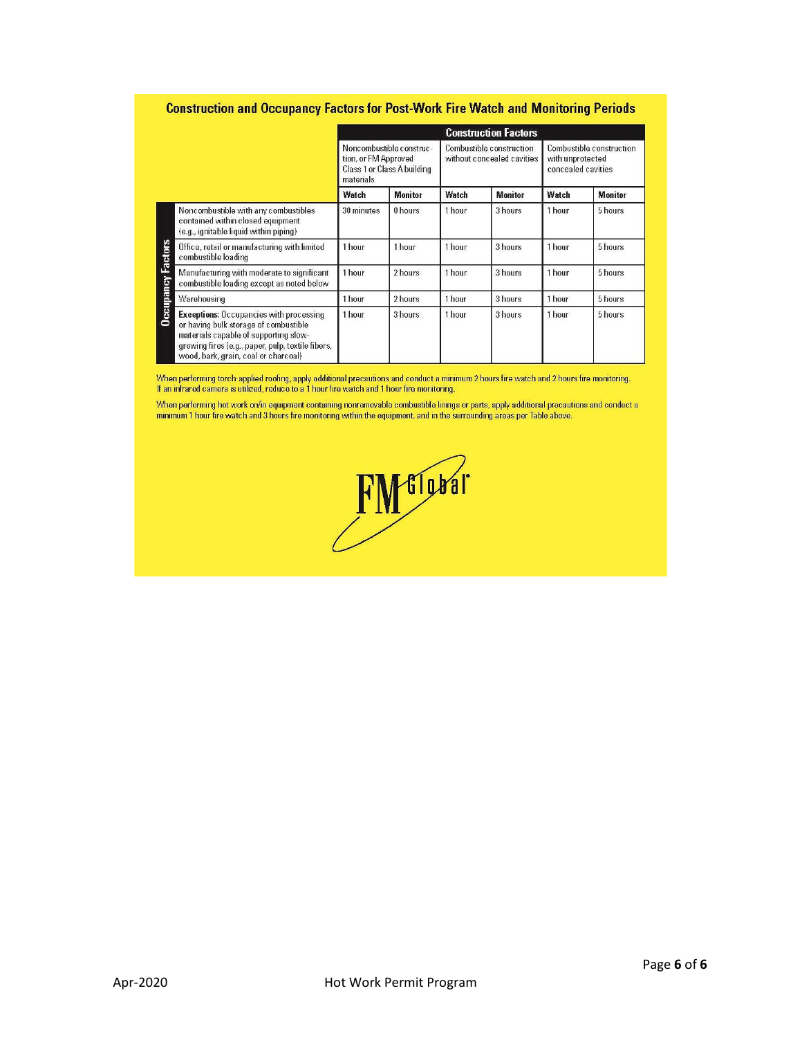## Construction and Occupancy Factors for Post-Work Fire Watch and Monitoring Periods

| | | Construction Factors | | | | | |
|---|---|---|---|---|---|---|---|
| | | Noncombustible construction, or FM Approved Class 1 or Class A building materials | | Combustible construction without concealed cavities | | Combustible construction with unprotected concealed cavities | |
| | | Watch | Monitor | Watch | Monitor | Watch | Monitor |
| Occupancy Factors | Noncombustible with any combustibles contained within closed equipment (e.g., ignitable liquid within piping) | 30 minutes | 0 hours | 1 hour | 3 hours | 1 hour | 5 hours |
| | Office, retail or manufacturing with limited combustible loading | 1 hour | 1 hour | 1 hour | 3 hours | 1 hour | 5 hours |
| | Manufacturing with moderate to significant combustible loading except as noted below | 1 hour | 2 hours | 1 hour | 3 hours | 1 hour | 5 hours |
| | Warehousing | 1 hour | 2 hours | 1 hour | 3 hours | 1 hour | 5 hours |
| | **Exceptions:** Occupancies with processing or having bulk storage of combustible materials capable of supporting slow-growing fires (e.g., paper, pulp, textile fibers, wood, bark, grain, coal or charcoal) | 1 hour | 3 hours | 1 hour | 3 hours | 1 hour | 5 hours |

When performing torch-applied roofing, apply additional precautions and conduct a minimum 2 hours fire watch and 2 hours fire monitoring. If an infrared camera is utilized, reduce to a 1 hour fire watch and 1 hour fire monitoring.

When performing hot work on/in equipment containing nonremovable combustible linings or parts, apply additional precautions and conduct a minimum 1 hour fire watch and 3 hours fire monitoring within the equipment, and in the surrounding areas per Table above.

FM Global®